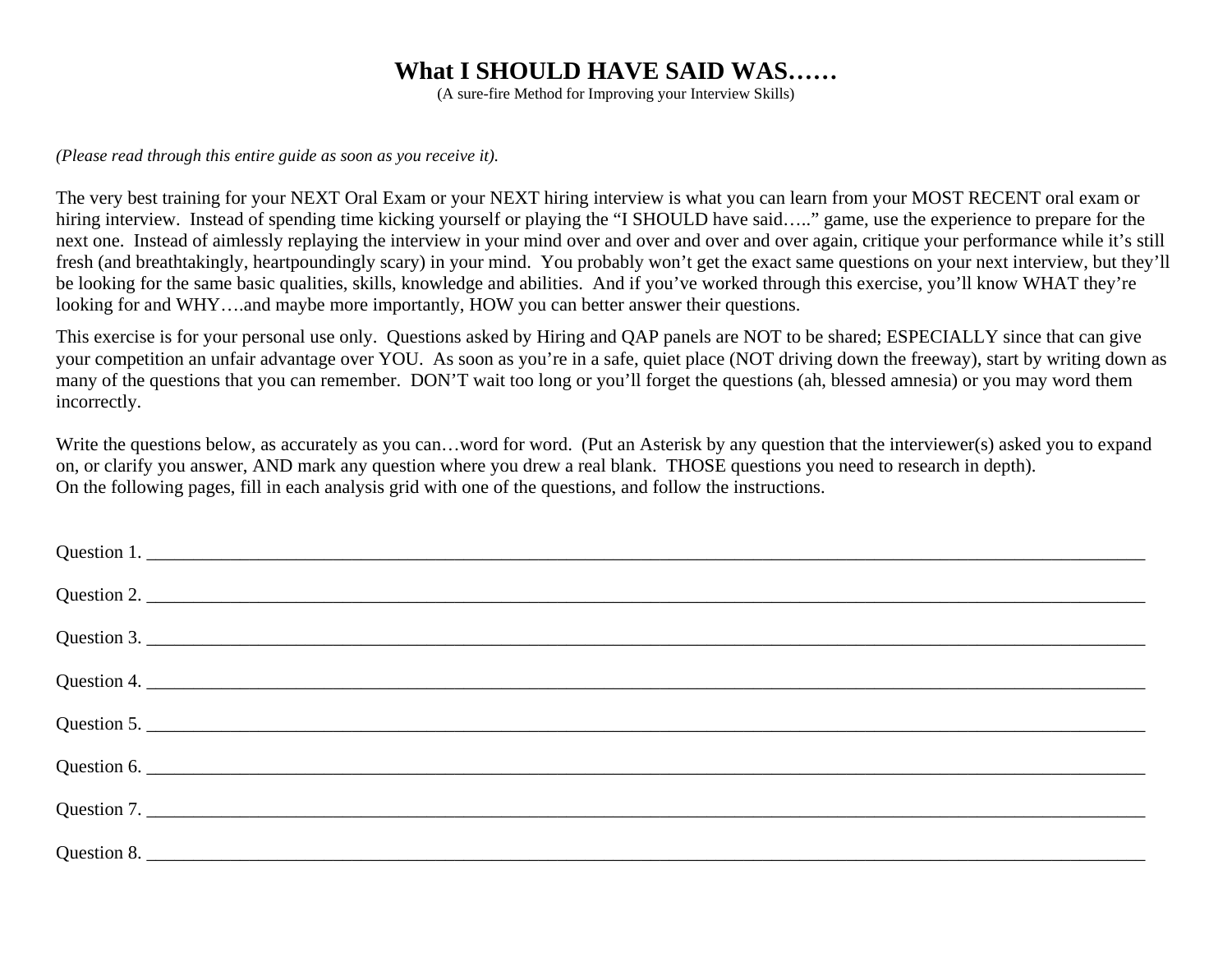# What I SHOULD HAVE SAID WAS……

(A sure-fire Method for Improving your Interview Skills)

*(Please read through this entire guide as soon as you receive it).*

The very best training for your NEXT Oral Exam or your NEXT hiring interview is what you can learn from your MOST RECENT oral exam or hiring interview. Instead of spending time kicking yourself or playing the "I SHOULD have said….." game, use the experience to prepare for the next one. Instead of aimlessly replaying the interview in your mind over and over and over and over again, critique your performance while it's still fresh (and breathtakingly, heartpoundingly scary) in your mind. You probably won't get the exact same questions on your next interview, but they'll be looking for the same basic qualities, skills, knowledge and abilities. And if you've worked through this exercise, you'll know WHAT they're looking for and WHY….and maybe more importantly, HOW you can better answer their questions.

This exercise is for your personal use only. Questions asked by Hiring and QAP panels are NOT to be shared; ESPECIALLY since that can give your competition an unfair advantage over YOU. As soon as you're in a safe, quiet place (NOT driving down the freeway), start by writing down as many of the questions that you can remember. DON'T wait too long or you'll forget the questions (ah, blessed amnesia) or you may word them incorrectly.

Write the questions below, as accurately as you can…word for word. (Put an Asterisk by any question that the interviewer(s) asked you to expand on, or clarify you answer, AND mark any question where you drew a real blank. THOSE questions you need to research in depth).
On the following pages, fill in each analysis grid with one of the questions, and follow the instructions.

Question 1. ___________________________________________________________________________

Question 2. ___________________________________________________________________________

Question 3. ___________________________________________________________________________

Question 4. ___________________________________________________________________________

Question 5. ___________________________________________________________________________

Question 6. ___________________________________________________________________________

Question 7. ___________________________________________________________________________

Question 8. ___________________________________________________________________________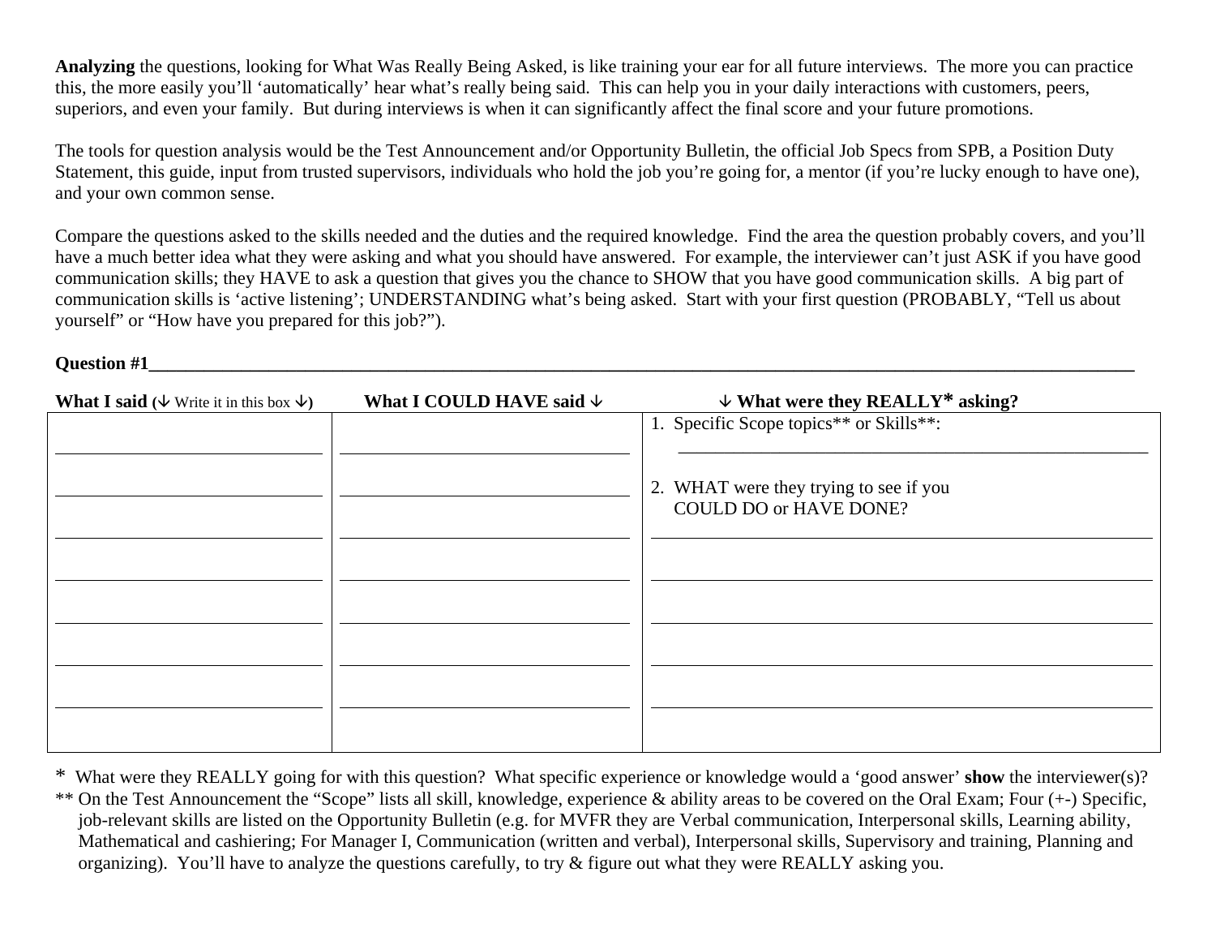**Analyzing** the questions, looking for What Was Really Being Asked, is like training your ear for all future interviews. The more you can practice this, the more easily you'll 'automatically' hear what's really being said. This can help you in your daily interactions with customers, peers, superiors, and even your family. But during interviews is when it can significantly affect the final score and your future promotions.

The tools for question analysis would be the Test Announcement and/or Opportunity Bulletin, the official Job Specs from SPB, a Position Duty Statement, this guide, input from trusted supervisors, individuals who hold the job you're going for, a mentor (if you're lucky enough to have one), and your own common sense.

Compare the questions asked to the skills needed and the duties and the required knowledge. Find the area the question probably covers, and you'll have a much better idea what they were asking and what you should have answered. For example, the interviewer can't just ASK if you have good communication skills; they HAVE to ask a question that gives you the chance to SHOW that you have good communication skills. A big part of communication skills is 'active listening'; UNDERSTANDING what's being asked. Start with your first question (PROBABLY, "Tell us about yourself" or "How have you prepared for this job?").

**Question #1**\_\_\_\_\_\_\_\_\_\_\_\_\_\_\_\_\_\_\_\_\_\_\_\_\_\_\_\_\_\_\_\_\_\_\_\_\_\_\_\_\_\_\_\_\_\_\_\_\_\_\_\_\_\_\_\_\_\_\_\_\_\_\_\_\_\_\_\_\_\_\_\_\_\_\_\_\_\_

| **What I said** (↓ Write it in this box ↓) | **What I COULD HAVE said ↓** | **↓ What were they REALLY* asking?** |
|---|---|---|
| \_\_\_\_\_\_\_\_\_\_\_\_\_\_\_\_\_\_\_\_ | \_\_\_\_\_\_\_\_\_\_\_\_\_\_\_\_\_\_\_\_ | 1. Specific Scope topics** or Skills**: \_\_\_\_\_\_\_\_\_\_\_\_\_\_\_\_\_\_\_\_ |
| \_\_\_\_\_\_\_\_\_\_\_\_\_\_\_\_\_\_\_\_ | \_\_\_\_\_\_\_\_\_\_\_\_\_\_\_\_\_\_\_\_ | 2. WHAT were they trying to see if you COULD DO or HAVE DONE? |
| \_\_\_\_\_\_\_\_\_\_\_\_\_\_\_\_\_\_\_\_ | \_\_\_\_\_\_\_\_\_\_\_\_\_\_\_\_\_\_\_\_ | \_\_\_\_\_\_\_\_\_\_\_\_\_\_\_\_\_\_\_\_ |
| \_\_\_\_\_\_\_\_\_\_\_\_\_\_\_\_\_\_\_\_ | \_\_\_\_\_\_\_\_\_\_\_\_\_\_\_\_\_\_\_\_ | \_\_\_\_\_\_\_\_\_\_\_\_\_\_\_\_\_\_\_\_ |
| \_\_\_\_\_\_\_\_\_\_\_\_\_\_\_\_\_\_\_\_ | \_\_\_\_\_\_\_\_\_\_\_\_\_\_\_\_\_\_\_\_ | \_\_\_\_\_\_\_\_\_\_\_\_\_\_\_\_\_\_\_\_ |
| \_\_\_\_\_\_\_\_\_\_\_\_\_\_\_\_\_\_\_\_ | \_\_\_\_\_\_\_\_\_\_\_\_\_\_\_\_\_\_\_\_ | \_\_\_\_\_\_\_\_\_\_\_\_\_\_\_\_\_\_\_\_ |
| \_\_\_\_\_\_\_\_\_\_\_\_\_\_\_\_\_\_\_\_ | \_\_\_\_\_\_\_\_\_\_\_\_\_\_\_\_\_\_\_\_ | \_\_\_\_\_\_\_\_\_\_\_\_\_\_\_\_\_\_\_\_ |

\* What were they REALLY going for with this question? What specific experience or knowledge would a 'good answer' **show** the interviewer(s)?

** On the Test Announcement the "Scope" lists all skill, knowledge, experience & ability areas to be covered on the Oral Exam; Four (+-) Specific, job-relevant skills are listed on the Opportunity Bulletin (e.g. for MVFR they are Verbal communication, Interpersonal skills, Learning ability, Mathematical and cashiering; For Manager I, Communication (written and verbal), Interpersonal skills, Supervisory and training, Planning and organizing). You'll have to analyze the questions carefully, to try & figure out what they were REALLY asking you.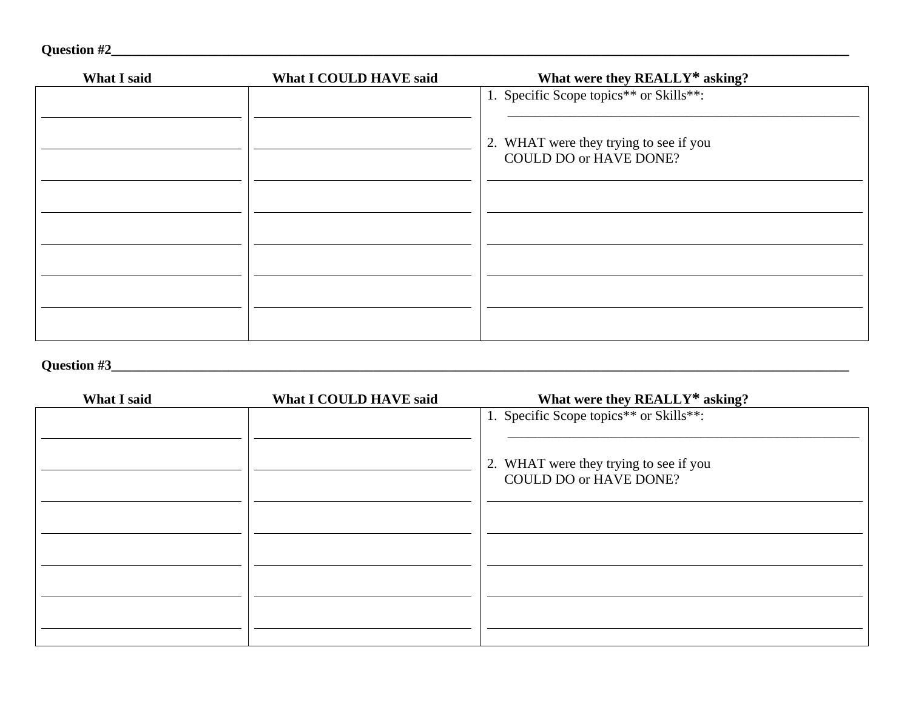**Question #2**______________________________________________________________________________________________

| What I said | What I COULD HAVE said | What were they REALLY* asking? |
| --- | --- | --- |
| | | 1. Specific Scope topics** or Skills**: ______________________________ |
| | | 2. WHAT were they trying to see if you COULD DO or HAVE DONE? |
| | | |
| | | |
| | | |
| | | |
| | | |

**Question #3**______________________________________________________________________________________________

| What I said | What I COULD HAVE said | What were they REALLY* asking? |
| --- | --- | --- |
| | | 1. Specific Scope topics** or Skills**: ______________________________ |
| | | 2. WHAT were they trying to see if you COULD DO or HAVE DONE? |
| | | |
| | | |
| | | |
| | | |
| | | |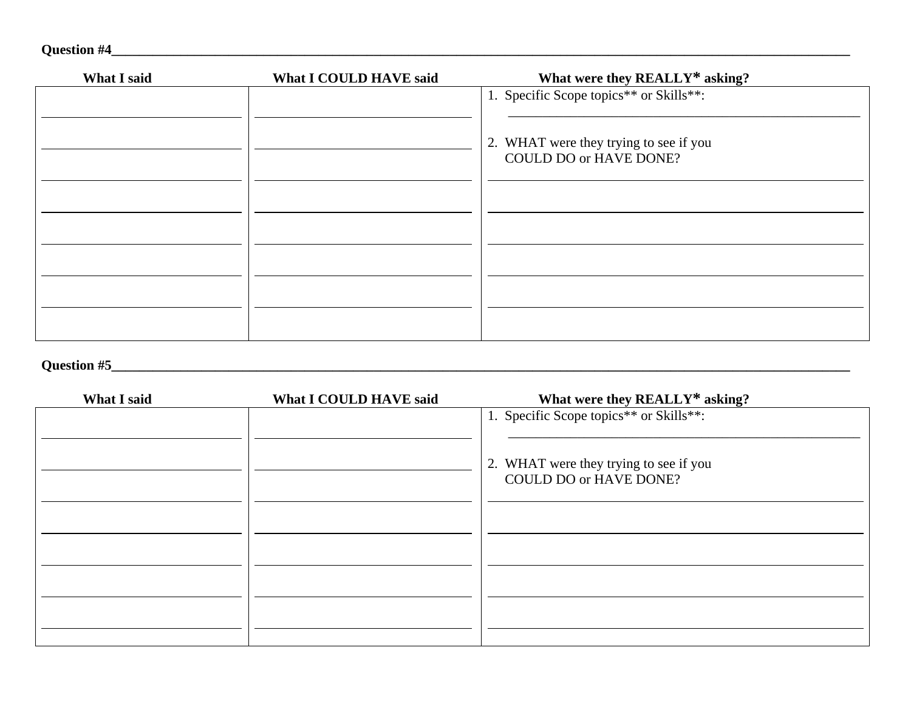**Question #4**\_\_\_\_\_\_\_\_\_\_\_\_\_\_\_\_\_\_\_\_\_\_\_\_\_\_\_\_\_\_\_\_\_\_\_\_\_\_\_\_\_\_\_\_\_\_\_\_\_\_\_\_\_\_\_\_\_\_\_\_

| What I said | What I COULD HAVE said | What were they REALLY* asking? |
|---|---|---|
| | | 1. Specific Scope topics** or Skills**: |
| | | 2. WHAT were they trying to see if you COULD DO or HAVE DONE? |
| | | |
| | | |
| | | |
| | | |
| | | |

**Question #5**\_\_\_\_\_\_\_\_\_\_\_\_\_\_\_\_\_\_\_\_\_\_\_\_\_\_\_\_\_\_\_\_\_\_\_\_\_\_\_\_\_\_\_\_\_\_\_\_\_\_\_\_\_\_\_\_\_\_\_\_

| What I said | What I COULD HAVE said | What were they REALLY* asking? |
|---|---|---|
| | | 1. Specific Scope topics** or Skills**: |
| | | 2. WHAT were they trying to see if you COULD DO or HAVE DONE? |
| | | |
| | | |
| | | |
| | | |
| | | |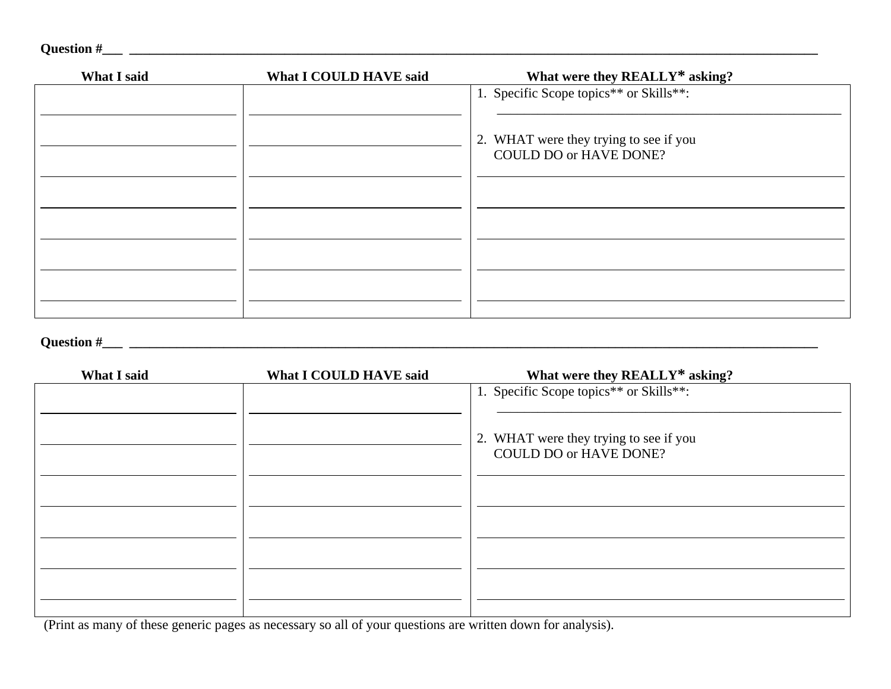**Question #\_\_\_ \_\_\_\_\_\_\_\_\_\_\_\_\_\_\_\_\_\_\_\_\_\_\_\_\_\_\_\_\_\_\_\_\_\_\_\_\_\_\_\_\_\_\_\_\_\_\_\_\_\_\_\_\_\_\_\_\_\_\_\_\_\_\_\_\_\_\_\_\_\_\_\_\_\_\_\_**

| What I said | What I COULD HAVE said | What were they REALLY* asking? |
|---|---|---|
| \_\_\_\_\_\_\_\_\_\_\_\_\_\_\_\_\_\_\_\_ | \_\_\_\_\_\_\_\_\_\_\_\_\_\_\_\_\_\_\_\_ | 1. Specific Scope topics** or Skills**: \_\_\_\_\_\_\_\_\_\_\_\_\_\_\_\_\_\_\_\_\_\_\_\_\_\_\_\_\_\_ |
| \_\_\_\_\_\_\_\_\_\_\_\_\_\_\_\_\_\_\_\_ | \_\_\_\_\_\_\_\_\_\_\_\_\_\_\_\_\_\_\_\_ | 2. WHAT were they trying to see if you COULD DO or HAVE DONE? |
| \_\_\_\_\_\_\_\_\_\_\_\_\_\_\_\_\_\_\_\_ | \_\_\_\_\_\_\_\_\_\_\_\_\_\_\_\_\_\_\_\_ | \_\_\_\_\_\_\_\_\_\_\_\_\_\_\_\_\_\_\_\_\_\_\_\_\_\_\_\_\_\_ |
| \_\_\_\_\_\_\_\_\_\_\_\_\_\_\_\_\_\_\_\_ | \_\_\_\_\_\_\_\_\_\_\_\_\_\_\_\_\_\_\_\_ | \_\_\_\_\_\_\_\_\_\_\_\_\_\_\_\_\_\_\_\_\_\_\_\_\_\_\_\_\_\_ |
| \_\_\_\_\_\_\_\_\_\_\_\_\_\_\_\_\_\_\_\_ | \_\_\_\_\_\_\_\_\_\_\_\_\_\_\_\_\_\_\_\_ | \_\_\_\_\_\_\_\_\_\_\_\_\_\_\_\_\_\_\_\_\_\_\_\_\_\_\_\_\_\_ |
| \_\_\_\_\_\_\_\_\_\_\_\_\_\_\_\_\_\_\_\_ | \_\_\_\_\_\_\_\_\_\_\_\_\_\_\_\_\_\_\_\_ | \_\_\_\_\_\_\_\_\_\_\_\_\_\_\_\_\_\_\_\_\_\_\_\_\_\_\_\_\_\_ |
| \_\_\_\_\_\_\_\_\_\_\_\_\_\_\_\_\_\_\_\_ | \_\_\_\_\_\_\_\_\_\_\_\_\_\_\_\_\_\_\_\_ | \_\_\_\_\_\_\_\_\_\_\_\_\_\_\_\_\_\_\_\_\_\_\_\_\_\_\_\_\_\_ |

**Question #\_\_\_ \_\_\_\_\_\_\_\_\_\_\_\_\_\_\_\_\_\_\_\_\_\_\_\_\_\_\_\_\_\_\_\_\_\_\_\_\_\_\_\_\_\_\_\_\_\_\_\_\_\_\_\_\_\_\_\_\_\_\_\_\_\_\_\_\_\_\_\_\_\_\_\_\_\_\_\_**

| What I said | What I COULD HAVE said | What were they REALLY* asking? |
|---|---|---|
| \_\_\_\_\_\_\_\_\_\_\_\_\_\_\_\_\_\_\_\_ | \_\_\_\_\_\_\_\_\_\_\_\_\_\_\_\_\_\_\_\_ | 1. Specific Scope topics** or Skills**: \_\_\_\_\_\_\_\_\_\_\_\_\_\_\_\_\_\_\_\_\_\_\_\_\_\_\_\_\_\_ |
| \_\_\_\_\_\_\_\_\_\_\_\_\_\_\_\_\_\_\_\_ | \_\_\_\_\_\_\_\_\_\_\_\_\_\_\_\_\_\_\_\_ | 2. WHAT were they trying to see if you COULD DO or HAVE DONE? |
| \_\_\_\_\_\_\_\_\_\_\_\_\_\_\_\_\_\_\_\_ | \_\_\_\_\_\_\_\_\_\_\_\_\_\_\_\_\_\_\_\_ | \_\_\_\_\_\_\_\_\_\_\_\_\_\_\_\_\_\_\_\_\_\_\_\_\_\_\_\_\_\_ |
| \_\_\_\_\_\_\_\_\_\_\_\_\_\_\_\_\_\_\_\_ | \_\_\_\_\_\_\_\_\_\_\_\_\_\_\_\_\_\_\_\_ | \_\_\_\_\_\_\_\_\_\_\_\_\_\_\_\_\_\_\_\_\_\_\_\_\_\_\_\_\_\_ |
| \_\_\_\_\_\_\_\_\_\_\_\_\_\_\_\_\_\_\_\_ | \_\_\_\_\_\_\_\_\_\_\_\_\_\_\_\_\_\_\_\_ | \_\_\_\_\_\_\_\_\_\_\_\_\_\_\_\_\_\_\_\_\_\_\_\_\_\_\_\_\_\_ |
| \_\_\_\_\_\_\_\_\_\_\_\_\_\_\_\_\_\_\_\_ | \_\_\_\_\_\_\_\_\_\_\_\_\_\_\_\_\_\_\_\_ | \_\_\_\_\_\_\_\_\_\_\_\_\_\_\_\_\_\_\_\_\_\_\_\_\_\_\_\_\_\_ |
| \_\_\_\_\_\_\_\_\_\_\_\_\_\_\_\_\_\_\_\_ | \_\_\_\_\_\_\_\_\_\_\_\_\_\_\_\_\_\_\_\_ | \_\_\_\_\_\_\_\_\_\_\_\_\_\_\_\_\_\_\_\_\_\_\_\_\_\_\_\_\_\_ |

(Print as many of these generic pages as necessary so all of your questions are written down for analysis).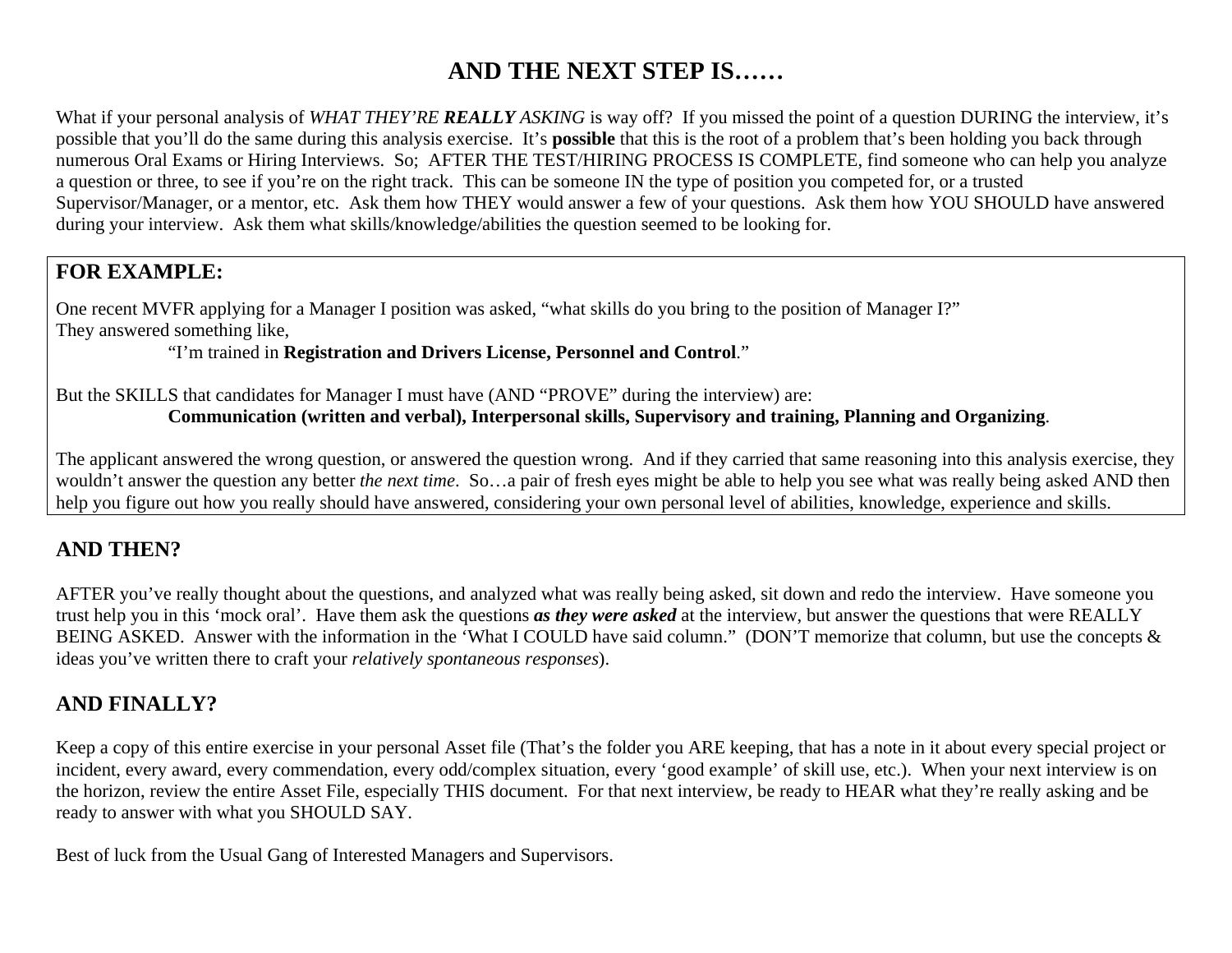# AND THE NEXT STEP IS……

What if your personal analysis of *WHAT THEY'RE* ***REALLY*** *ASKING* is way off? If you missed the point of a question DURING the interview, it's possible that you'll do the same during this analysis exercise. It's **possible** that this is the root of a problem that's been holding you back through numerous Oral Exams or Hiring Interviews. So; AFTER THE TEST/HIRING PROCESS IS COMPLETE, find someone who can help you analyze a question or three, to see if you're on the right track. This can be someone IN the type of position you competed for, or a trusted Supervisor/Manager, or a mentor, etc. Ask them how THEY would answer a few of your questions. Ask them how YOU SHOULD have answered during your interview. Ask them what skills/knowledge/abilities the question seemed to be looking for.

## FOR EXAMPLE:

One recent MVFR applying for a Manager I position was asked, "what skills do you bring to the position of Manager I?"
They answered something like,

"I'm trained in **Registration and Drivers License, Personnel and Control**."

But the SKILLS that candidates for Manager I must have (AND "PROVE" during the interview) are:

**Communication (written and verbal), Interpersonal skills, Supervisory and training, Planning and Organizing**.

The applicant answered the wrong question, or answered the question wrong. And if they carried that same reasoning into this analysis exercise, they wouldn't answer the question any better *the next time*. So…a pair of fresh eyes might be able to help you see what was really being asked AND then help you figure out how you really should have answered, considering your own personal level of abilities, knowledge, experience and skills.

## AND THEN?

AFTER you've really thought about the questions, and analyzed what was really being asked, sit down and redo the interview. Have someone you trust help you in this 'mock oral'. Have them ask the questions ***as they were asked*** at the interview, but answer the questions that were REALLY BEING ASKED. Answer with the information in the 'What I COULD have said column." (DON'T memorize that column, but use the concepts & ideas you've written there to craft your *relatively spontaneous responses*).

## AND FINALLY?

Keep a copy of this entire exercise in your personal Asset file (That's the folder you ARE keeping, that has a note in it about every special project or incident, every award, every commendation, every odd/complex situation, every 'good example' of skill use, etc.). When your next interview is on the horizon, review the entire Asset File, especially THIS document. For that next interview, be ready to HEAR what they're really asking and be ready to answer with what you SHOULD SAY.

Best of luck from the Usual Gang of Interested Managers and Supervisors.